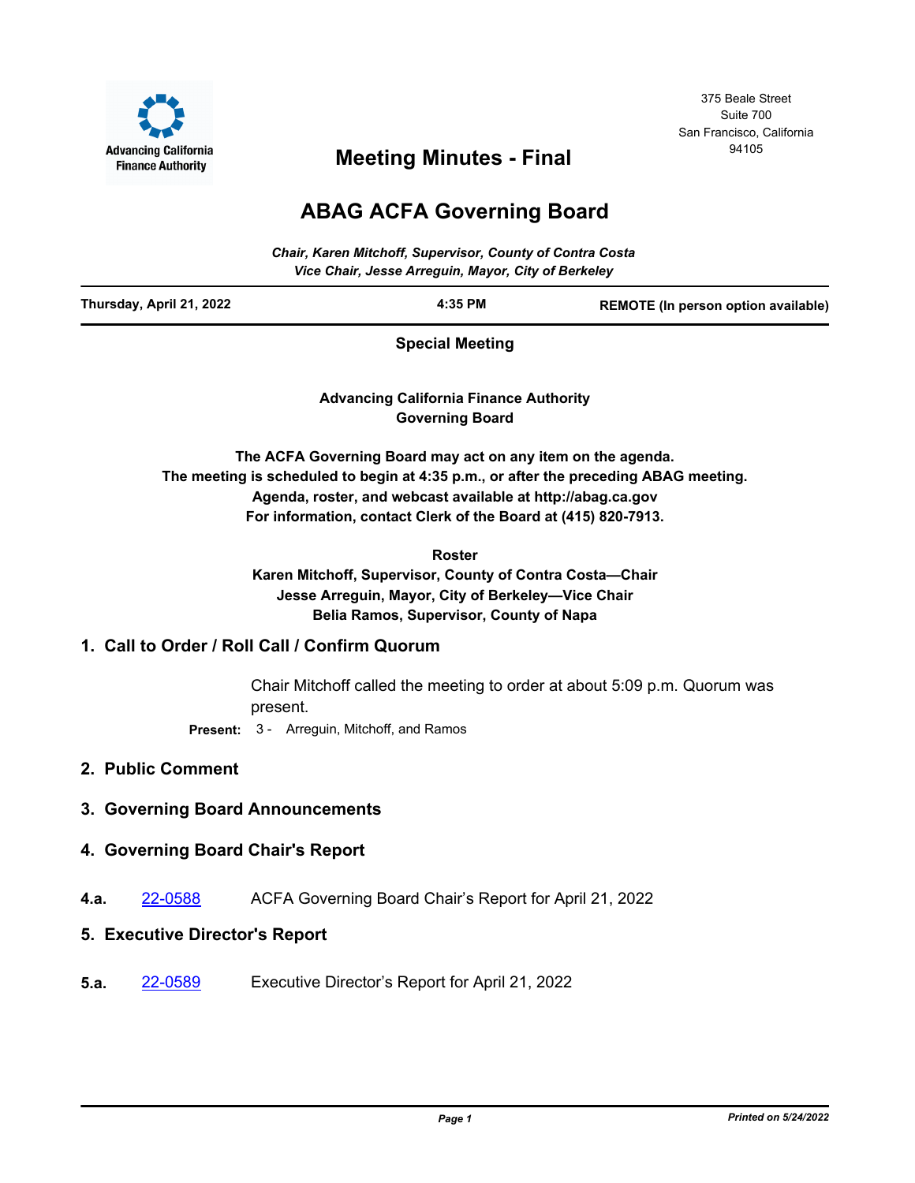Advancing California Finance Authority

375 Beale Street
Suite 700
San Francisco, California
94105

# Meeting Minutes - Final

# ABAG ACFA Governing Board

*Chair, Karen Mitchoff, Supervisor, County of Contra Costa*
*Vice Chair, Jesse Arreguin, Mayor, City of Berkeley*

**Thursday, April 21, 2022** | **4:35 PM** | **REMOTE (In person option available)**

**Special Meeting**

**Advancing California Finance Authority**
**Governing Board**

**The ACFA Governing Board may act on any item on the agenda.**
**The meeting is scheduled to begin at 4:35 p.m., or after the preceding ABAG meeting.**
**Agenda, roster, and webcast available at http://abag.ca.gov**
**For information, contact Clerk of the Board at (415) 820-7913.**

**Roster**
**Karen Mitchoff, Supervisor, County of Contra Costa—Chair**
**Jesse Arreguin, Mayor, City of Berkeley—Vice Chair**
**Belia Ramos, Supervisor, County of Napa**

## 1. Call to Order / Roll Call / Confirm Quorum

Chair Mitchoff called the meeting to order at about 5:09 p.m. Quorum was present.

**Present:** 3 - Arreguin, Mitchoff, and Ramos

## 2. Public Comment

## 3. Governing Board Announcements

## 4. Governing Board Chair's Report

**4.a.** 22-0588 ACFA Governing Board Chair’s Report for April 21, 2022

## 5. Executive Director's Report

**5.a.** 22-0589 Executive Director’s Report for April 21, 2022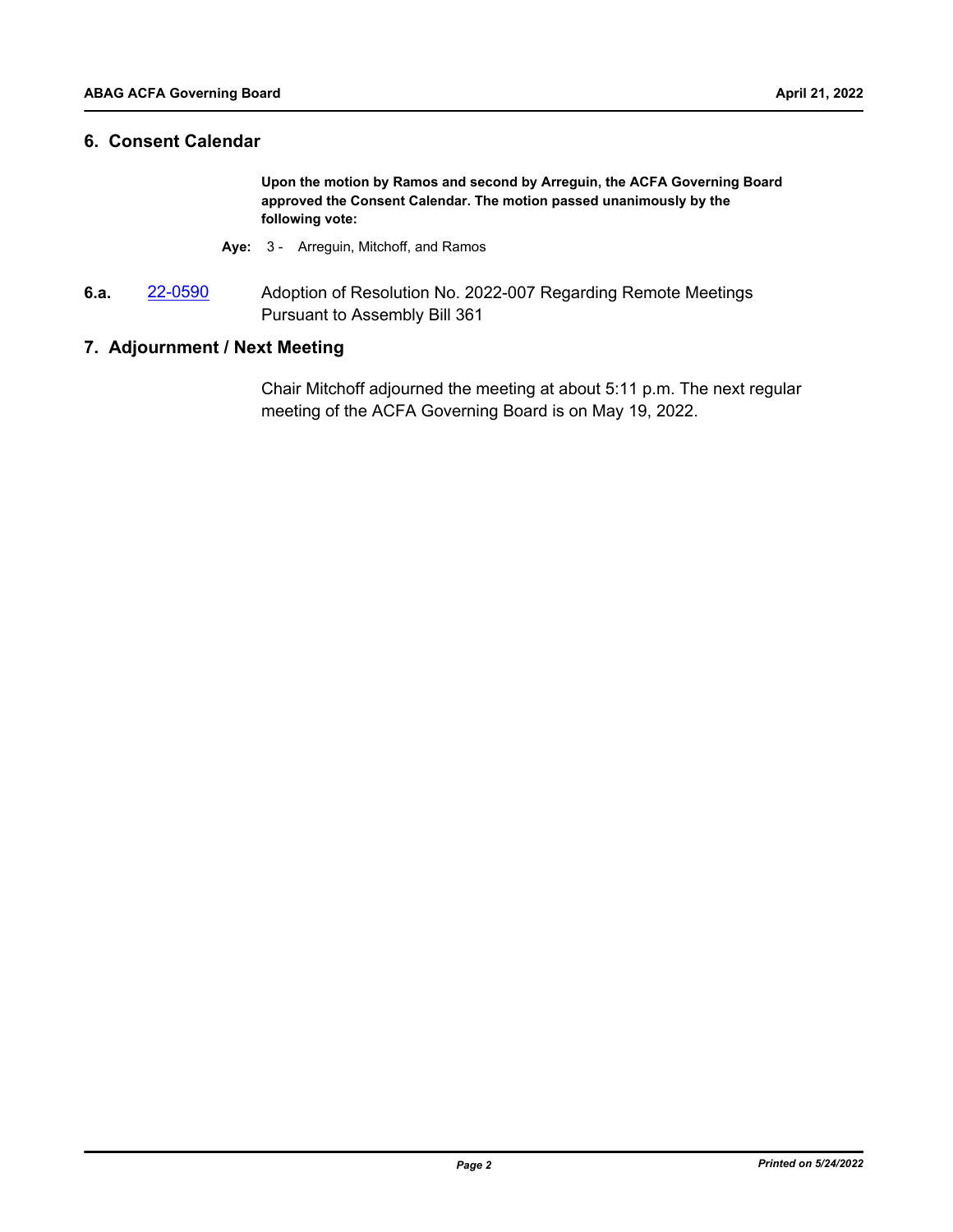## 6. Consent Calendar

**Upon the motion by Ramos and second by Arreguin, the ACFA Governing Board approved the Consent Calendar. The motion passed unanimously by the following vote:**

**Aye:** 3 - Arreguin, Mitchoff, and Ramos

**6.a.** 22-0590 Adoption of Resolution No. 2022-007 Regarding Remote Meetings Pursuant to Assembly Bill 361

## 7. Adjournment / Next Meeting

Chair Mitchoff adjourned the meeting at about 5:11 p.m. The next regular meeting of the ACFA Governing Board is on May 19, 2022.